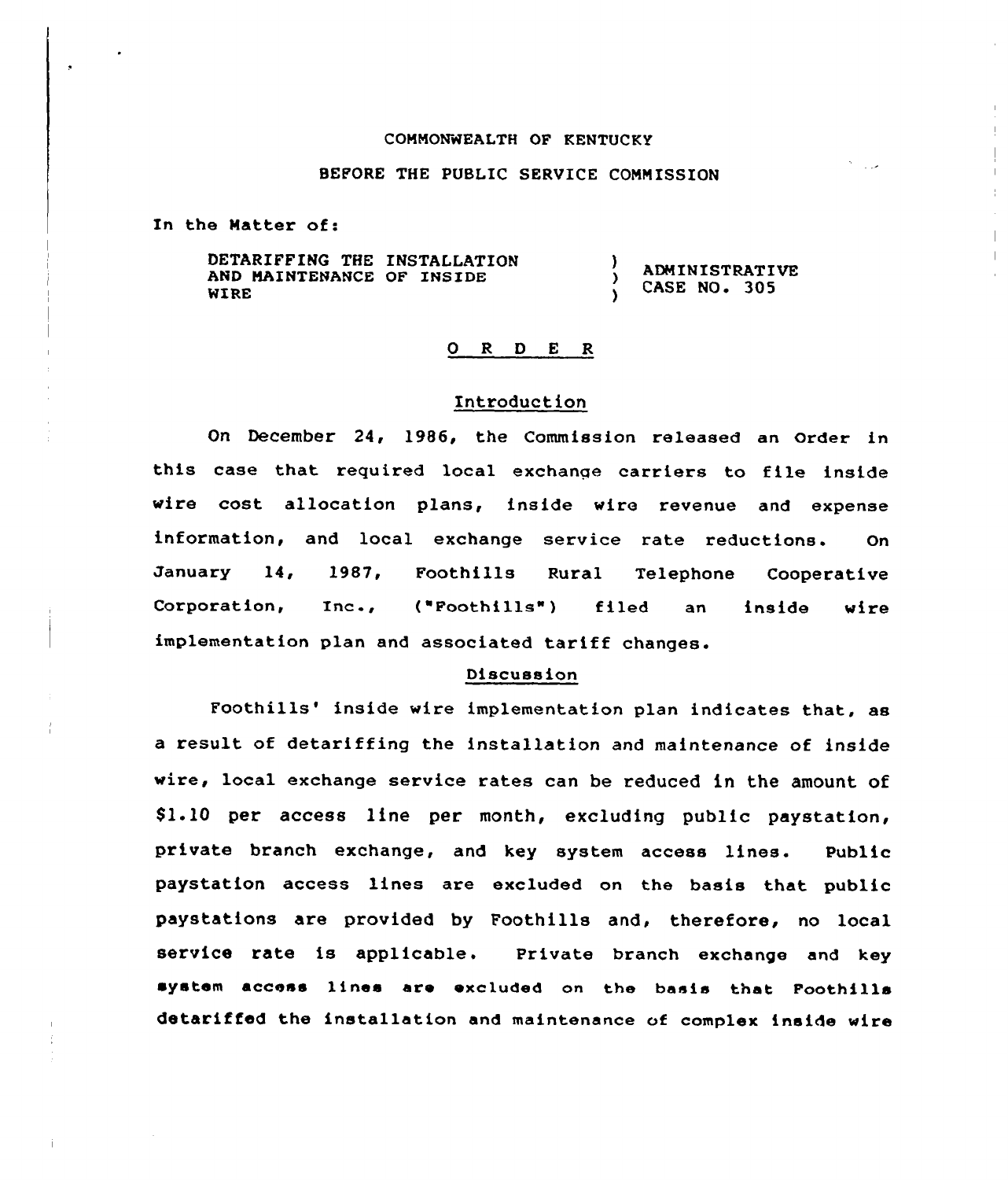COMMONWEALTH OF KENTUCKY

BEFORE THE PUBLIC SERVICE COMMISSION

In the Matter of:

| | | |
|---|---|---|
| DETARIFFING THE INSTALLATION AND MAINTENANCE OF INSIDE WIRE | ) ) ) | ADMINISTRATIVE CASE NO. 305 |

# O R D E R

## Introduction

On December 24, 1986, the Commission released an Order in this case that required local exchange carriers to file inside wire cost allocation plans, inside wire revenue and expense information, and local exchange service rate reductions. On January 14, 1987, Foothills Rural Telephone Cooperative Corporation, Inc., ("Foothills") filed an inside wire implementation plan and associated tariff changes.

## Discussion

Foothills' inside wire implementation plan indicates that, as a result of detariffing the installation and maintenance of inside wire, local exchange service rates can be reduced in the amount of $1.10 per access line per month, excluding public paystation, private branch exchange, and key system access lines. Public paystation access lines are excluded on the basis that public paystations are provided by Foothills and, therefore, no local service rate is applicable. Private branch exchange and key system access lines are excluded on the basis that Foothills detariffed the installation and maintenance of complex inside wire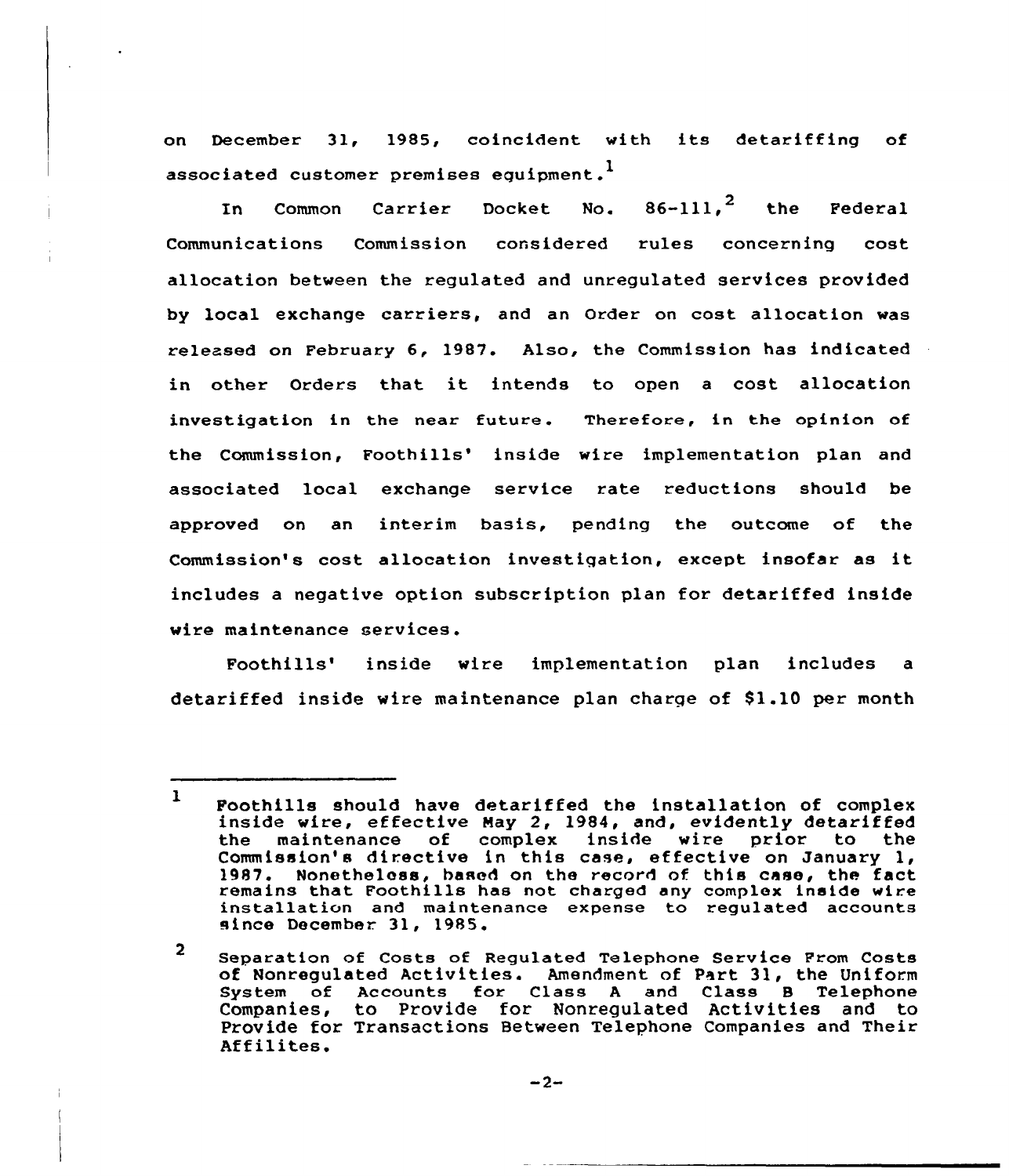on December 31, 1985, coincident with its detariffing of associated customer premises equipment.[1]

In Common Carrier Docket No. 86-111,[2] the Federal Communications Commission considered rules concerning cost allocation between the regulated and unregulated services provided by local exchange carriers, and an Order on cost allocation was released on February 6, 1987. Also, the Commission has indicated in other Orders that it intends to open a cost allocation investigation in the near future. Therefore, in the opinion of the Commission, Foothills' inside wire implementation plan and associated local exchange service rate reductions should be approved on an interim basis, pending the outcome of the Commission's cost allocation investigation, except insofar as it includes a negative option subscription plan for detariffed inside wire maintenance services.

Foothills' inside wire implementation plan includes a detariffed inside wire maintenance plan charge of $1.10 per month

---

[1] Foothills should have detariffed the installation of complex inside wire, effective May 2, 1984, and, evidently detariffed the maintenance of complex inside wire prior to the Commission's directive in this case, effective on January 1, 1987. Nonetheless, based on the record of this case, the fact remains that Foothills has not charged any complex inside wire installation and maintenance expense to regulated accounts since December 31, 1985.

[2] Separation of Costs of Regulated Telephone Service From Costs of Nonregulated Activities. Amendment of Part 31, the Uniform System of Accounts for Class A and Class B Telephone Companies, to Provide for Nonregulated Activities and to Provide for Transactions Between Telephone Companies and Their Affilites.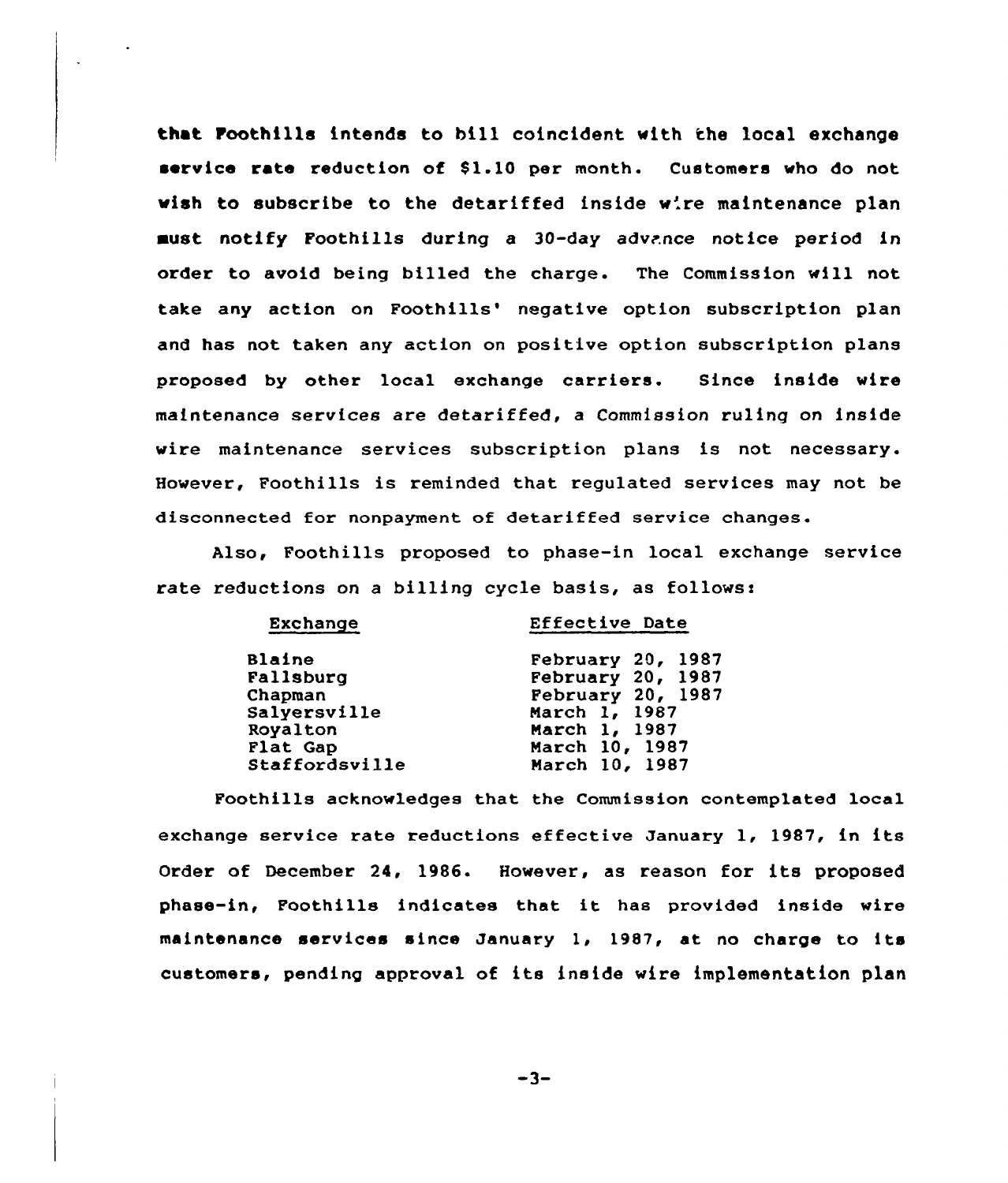that Foothills intends to bill coincident with the local exchange service rate reduction of $1.10 per month. Customers who do not wish to subscribe to the detariffed inside wire maintenance plan must notify Foothills during a 30-day advance notice period in order to avoid being billed the charge. The Commission will not take any action on Foothills' negative option subscription plan and has not taken any action on positive option subscription plans proposed by other local exchange carriers. Since inside wire maintenance services are detariffed, a Commission ruling on inside wire maintenance services subscription plans is not necessary. However, Foothills is reminded that regulated services may not be disconnected for nonpayment of detariffed service changes.

Also, Foothills proposed to phase-in local exchange service rate reductions on a billing cycle basis, as follows:

| Exchange | Effective Date |
|---|---|
| Blaine | February 20, 1987 |
| Fallsburg | February 20, 1987 |
| Chapman | February 20, 1987 |
| Salyersville | March 1, 1987 |
| Royalton | March 1, 1987 |
| Flat Gap | March 10, 1987 |
| Staffordsville | March 10, 1987 |

Foothills acknowledges that the Commission contemplated local exchange service rate reductions effective January 1, 1987, in its Order of December 24, 1986. However, as reason for its proposed phase-in, Foothills indicates that it has provided inside wire maintenance services since January 1, 1987, at no charge to its customers, pending approval of its inside wire implementation plan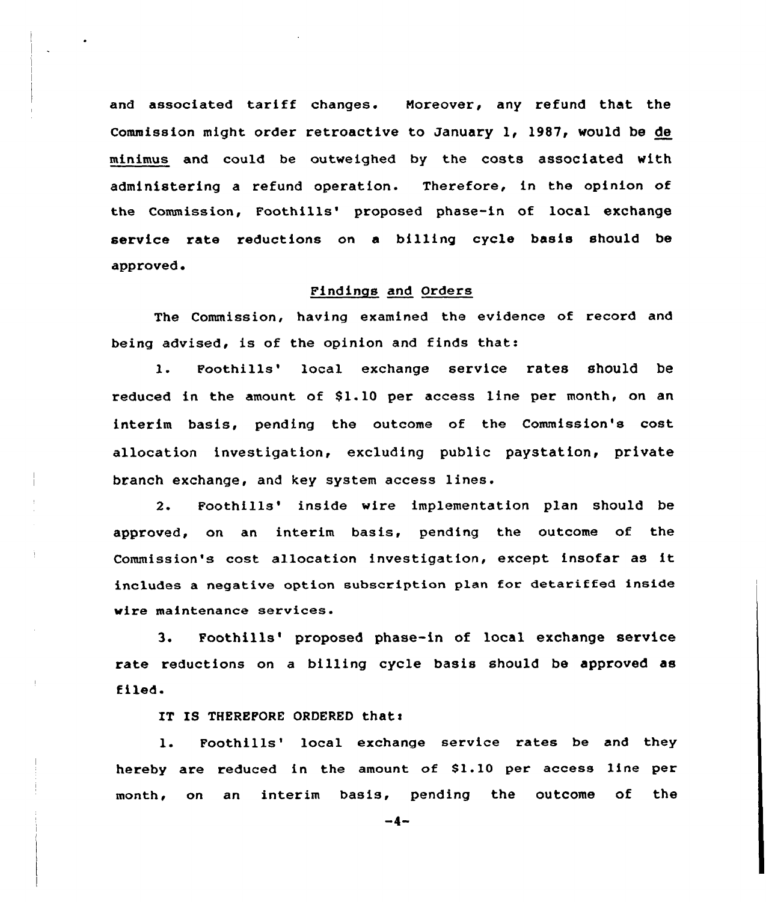and associated tariff changes. Moreover, any refund that the Commission might order retroactive to January 1, 1987, would be *de minimus* and could be outweighed by the costs associated with administering a refund operation. Therefore, in the opinion of the Commission, Foothills' proposed phase-in of local exchange service rate reductions on a billing cycle basis should be approved.

## Findings and Orders

The Commission, having examined the evidence of record and being advised, is of the opinion and finds that:

1. Foothills' local exchange service rates should be reduced in the amount of $1.10 per access line per month, on an interim basis, pending the outcome of the Commission's cost allocation investigation, excluding public paystation, private branch exchange, and key system access lines.

2. Foothills' inside wire implementation plan should be approved, on an interim basis, pending the outcome of the Commission's cost allocation investigation, except insofar as it includes a negative option subscription plan for detariffed inside wire maintenance services.

3. Foothills' proposed phase-in of local exchange service rate reductions on a billing cycle basis should be approved as filed.

IT IS THEREFORE ORDERED that:

1. Foothills' local exchange service rates be and they hereby are reduced in the amount of $1.10 per access line per month, on an interim basis, pending the outcome of the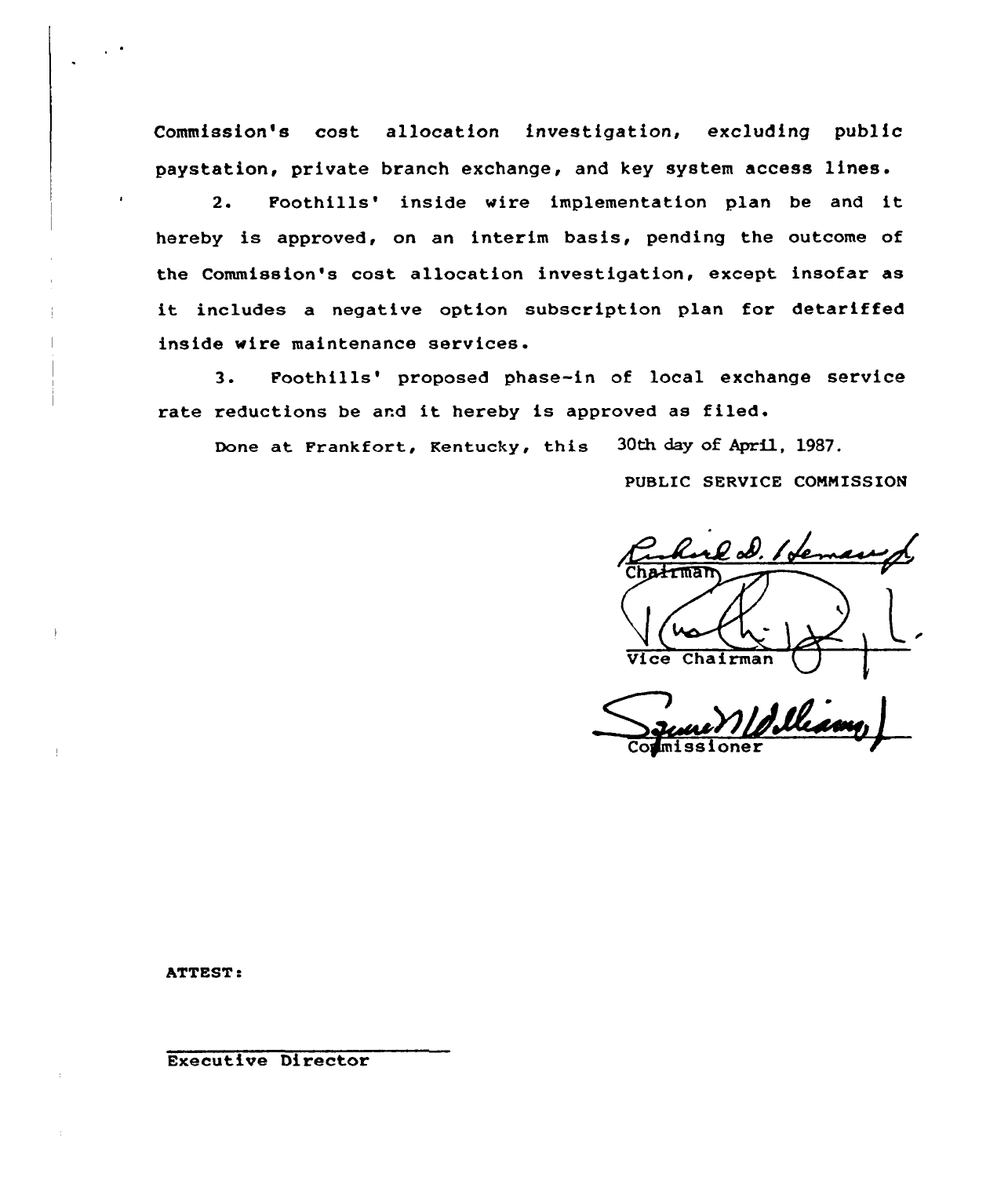Commission's cost allocation investigation, excluding public paystation, private branch exchange, and key system access lines.

2. Foothills' inside wire implementation plan be and it hereby is approved, on an interim basis, pending the outcome of the Commission's cost allocation investigation, except insofar as it includes a negative option subscription plan for detariffed inside wire maintenance services.

3. Foothills' proposed phase-in of local exchange service rate reductions be and it hereby is approved as filed.

Done at Frankfort, Kentucky, this 30th day of April, 1987.

PUBLIC SERVICE COMMISSION

Chairman

Vice Chairman

Commissioner

ATTEST:

Executive Director